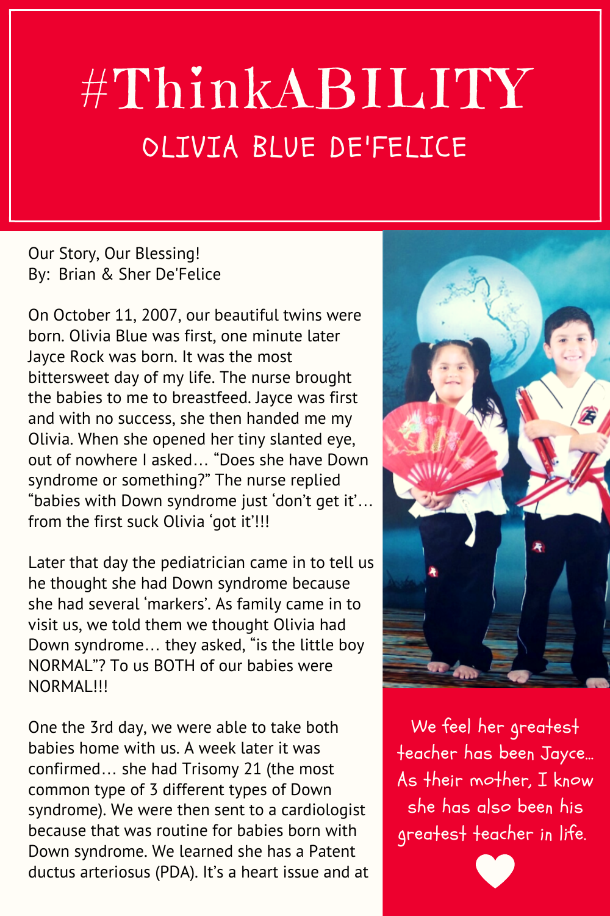# #ThinkABILITY

## OLIVIA BLUE DE'FELICE

Our Story, Our Blessing!
By: Brian & Sher De'Felice

On October 11, 2007, our beautiful twins were born. Olivia Blue was first, one minute later Jayce Rock was born. It was the most bittersweet day of my life. The nurse brought the babies to me to breastfeed. Jayce was first and with no success, she then handed me my Olivia. When she opened her tiny slanted eye, out of nowhere I asked… "Does she have Down syndrome or something?" The nurse replied "babies with Down syndrome just 'don't get it'… from the first suck Olivia 'got it'!!!

Later that day the pediatrician came in to tell us he thought she had Down syndrome because she had several 'markers'. As family came in to visit us, we told them we thought Olivia had Down syndrome… they asked, "is the little boy NORMAL"? To us BOTH of our babies were NORMAL!!!

One the 3rd day, we were able to take both babies home with us. A week later it was confirmed… she had Trisomy 21 (the most common type of 3 different types of Down syndrome). We were then sent to a cardiologist because that was routine for babies born with Down syndrome. We learned she has a Patent ductus arteriosus (PDA). It's a heart issue and at

We feel her greatest teacher has been Jayce… As their mother, I know she has also been his greatest teacher in life.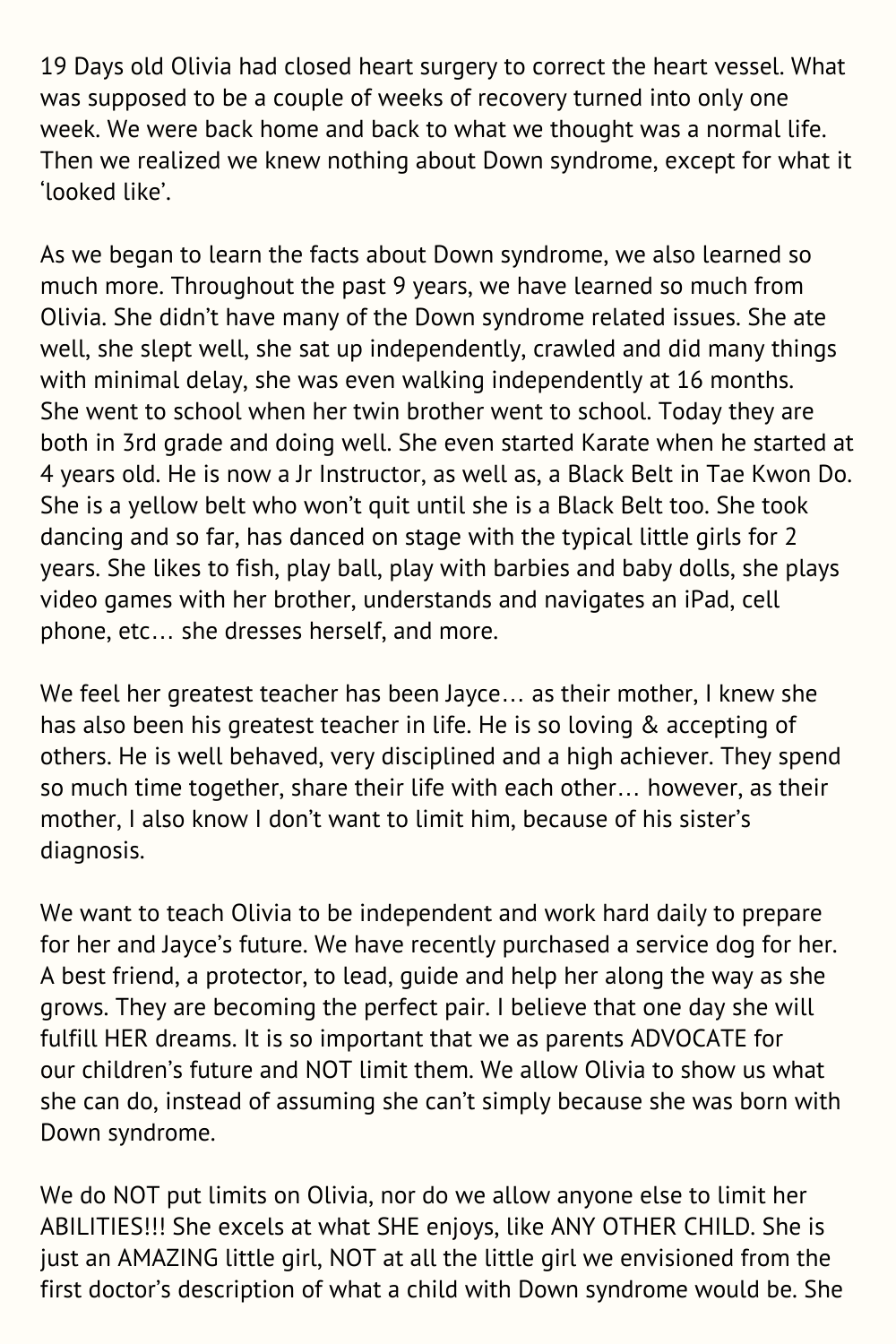19 Days old Olivia had closed heart surgery to correct the heart vessel. What was supposed to be a couple of weeks of recovery turned into only one week. We were back home and back to what we thought was a normal life. Then we realized we knew nothing about Down syndrome, except for what it 'looked like'.

As we began to learn the facts about Down syndrome, we also learned so much more. Throughout the past 9 years, we have learned so much from Olivia. She didn't have many of the Down syndrome related issues. She ate well, she slept well, she sat up independently, crawled and did many things with minimal delay, she was even walking independently at 16 months. She went to school when her twin brother went to school. Today they are both in 3rd grade and doing well. She even started Karate when he started at 4 years old. He is now a Jr Instructor, as well as, a Black Belt in Tae Kwon Do. She is a yellow belt who won't quit until she is a Black Belt too. She took dancing and so far, has danced on stage with the typical little girls for 2 years. She likes to fish, play ball, play with barbies and baby dolls, she plays video games with her brother, understands and navigates an iPad, cell phone, etc… she dresses herself, and more.

We feel her greatest teacher has been Jayce… as their mother, I knew she has also been his greatest teacher in life. He is so loving & accepting of others. He is well behaved, very disciplined and a high achiever. They spend so much time together, share their life with each other… however, as their mother, I also know I don't want to limit him, because of his sister's diagnosis.

We want to teach Olivia to be independent and work hard daily to prepare for her and Jayce's future. We have recently purchased a service dog for her. A best friend, a protector, to lead, guide and help her along the way as she grows. They are becoming the perfect pair. I believe that one day she will fulfill HER dreams. It is so important that we as parents ADVOCATE for our children's future and NOT limit them. We allow Olivia to show us what she can do, instead of assuming she can't simply because she was born with Down syndrome.

We do NOT put limits on Olivia, nor do we allow anyone else to limit her ABILITIES!!! She excels at what SHE enjoys, like ANY OTHER CHILD. She is just an AMAZING little girl, NOT at all the little girl we envisioned from the first doctor's description of what a child with Down syndrome would be. She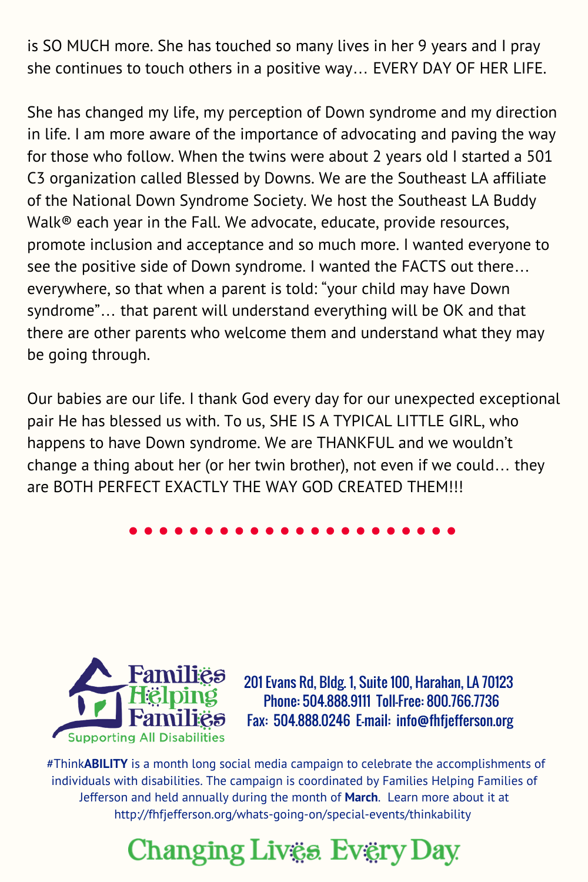is SO MUCH more. She has touched so many lives in her 9 years and I pray she continues to touch others in a positive way… EVERY DAY OF HER LIFE.

She has changed my life, my perception of Down syndrome and my direction in life. I am more aware of the importance of advocating and paving the way for those who follow. When the twins were about 2 years old I started a 501 C3 organization called Blessed by Downs. We are the Southeast LA affiliate of the National Down Syndrome Society. We host the Southeast LA Buddy Walk® each year in the Fall. We advocate, educate, provide resources, promote inclusion and acceptance and so much more. I wanted everyone to see the positive side of Down syndrome. I wanted the FACTS out there… everywhere, so that when a parent is told: "your child may have Down syndrome"… that parent will understand everything will be OK and that there are other parents who welcome them and understand what they may be going through.

Our babies are our life. I thank God every day for our unexpected exceptional pair He has blessed us with. To us, SHE IS A TYPICAL LITTLE GIRL, who happens to have Down syndrome. We are THANKFUL and we wouldn't change a thing about her (or her twin brother), not even if we could… they are BOTH PERFECT EXACTLY THE WAY GOD CREATED THEM!!!

Families Helping Families
Supporting All Disabilities

201 Evans Rd, Bldg. 1, Suite 100, Harahan, LA 70123
Phone: 504.888.9111 Toll-Free: 800.766.7736
Fax: 504.888.0246 E-mail: info@fhfjefferson.org

#Think**ABILITY** is a month long social media campaign to celebrate the accomplishments of individuals with disabilities. The campaign is coordinated by Families Helping Families of Jefferson and held annually during the month of **March**. Learn more about it at http://fhfjefferson.org/whats-going-on/special-events/thinkability

Changing Lives. Every Day.